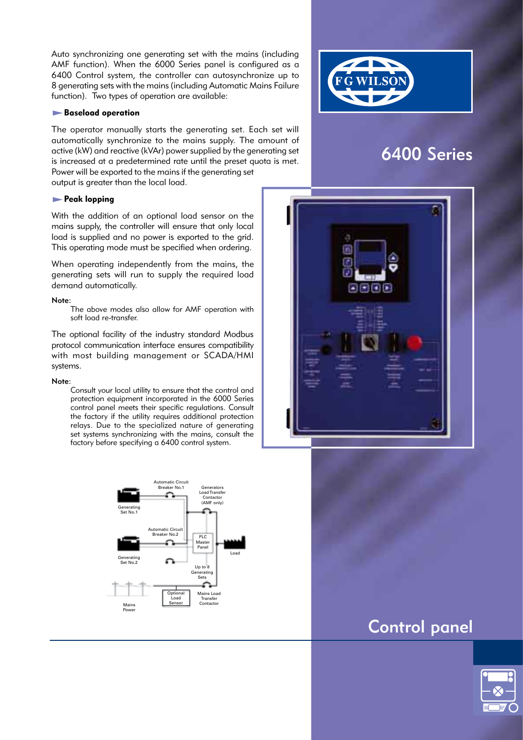Auto synchronizing one generating set with the mains (including AMF function). When the 6000 Series panel is configured as a 6400 Control system, the controller can autosynchronize up to 8 generating sets with the mains (including Automatic Mains Failure function). Two types of operation are available:

### Baseload operation

The operator manually starts the generating set. Each set will automatically synchronize to the mains supply. The amount of active (kW) and reactive (kVAr) power supplied by the generating set is increased at a predetermined rate until the preset quota is met. Power will be exported to the mains if the generating set output is greater than the local load.

### Peak lopping

With the addition of an optional load sensor on the mains supply, the controller will ensure that only local load is supplied and no power is exported to the grid. This operating mode must be specified when ordering.

When operating independently from the mains, the generating sets will run to supply the required load demand automatically.

**Note:**

The above modes also allow for AMF operation with soft load re-transfer.

The optional facility of the industry standard Modbus protocol communication interface ensures compatibility with most building management or SCADA/HMI systems.

**Note:**

Consult your local utility to ensure that the control and protection equipment incorporated in the 6000 Series control panel meets their specific regulations. Consult the factory if the utility requires additional protection relays. Due to the specialized nature of generating set systems synchronizing with the mains, consult the factory before specifying a 6400 control system.

Automatic Circuit Breaker No.1
Generating Set No.1
Generators Load Transfer Contactor (AMF only)
Automatic Circuit Breaker No.2
PLC Master Panel
Load
Generating Set No.2
Up to 8 Generating Sets
Optional Load Sensor
Mains Load Transfer Contactor
Mains Power

FG WILSON

# 6400 Series

## Control panel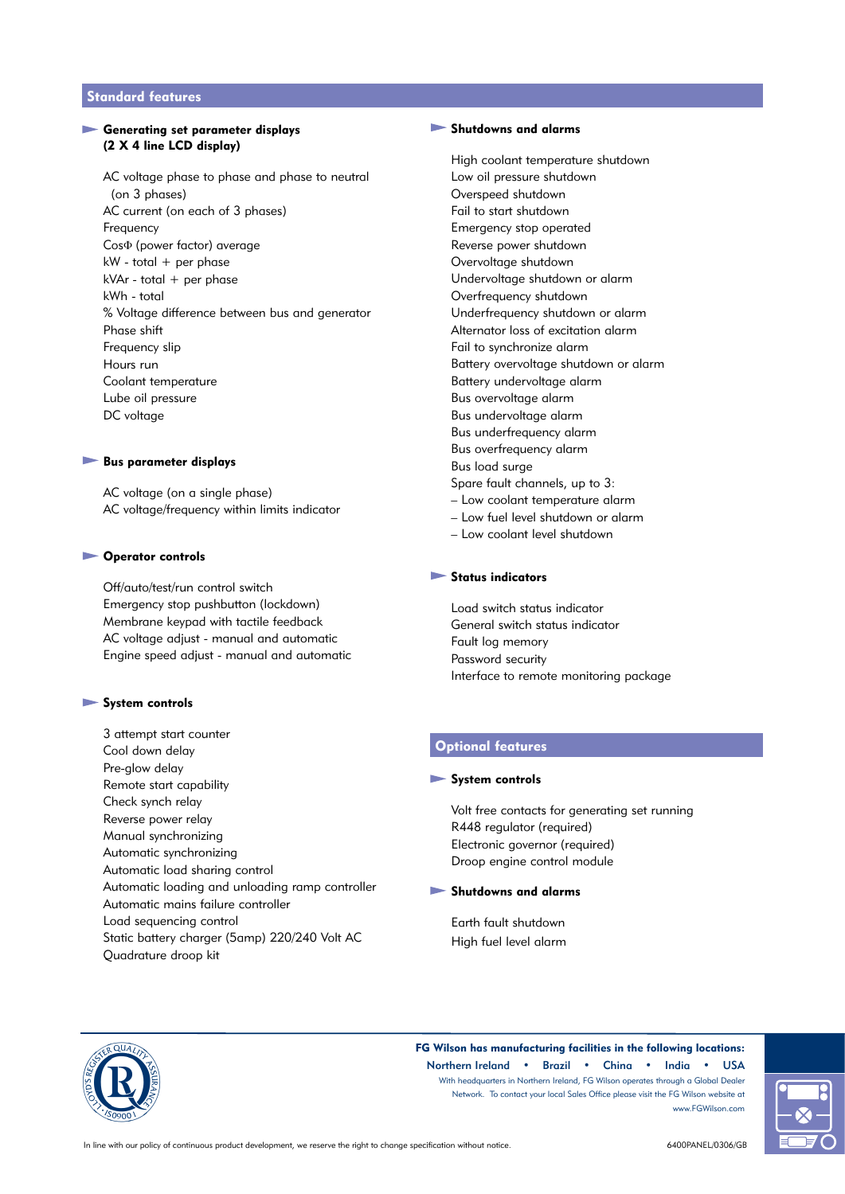## Standard features

### Generating set parameter displays (2 X 4 line LCD display)

AC voltage phase to phase and phase to neutral (on 3 phases)
AC current (on each of 3 phases)
Frequency
CosΦ (power factor) average
kW - total + per phase
kVAr - total + per phase
kWh - total
% Voltage difference between bus and generator
Phase shift
Frequency slip
Hours run
Coolant temperature
Lube oil pressure
DC voltage

### Bus parameter displays

AC voltage (on a single phase)
AC voltage/frequency within limits indicator

### Operator controls

Off/auto/test/run control switch
Emergency stop pushbutton (lockdown)
Membrane keypad with tactile feedback
AC voltage adjust - manual and automatic
Engine speed adjust - manual and automatic

### System controls

3 attempt start counter
Cool down delay
Pre-glow delay
Remote start capability
Check synch relay
Reverse power relay
Manual synchronizing
Automatic synchronizing
Automatic load sharing control
Automatic loading and unloading ramp controller
Automatic mains failure controller
Load sequencing control
Static battery charger (5amp) 220/240 Volt AC
Quadrature droop kit

### Shutdowns and alarms

High coolant temperature shutdown
Low oil pressure shutdown
Overspeed shutdown
Fail to start shutdown
Emergency stop operated
Reverse power shutdown
Overvoltage shutdown
Undervoltage shutdown or alarm
Overfrequency shutdown
Underfrequency shutdown or alarm
Alternator loss of excitation alarm
Fail to synchronize alarm
Battery overvoltage shutdown or alarm
Battery undervoltage alarm
Bus overvoltage alarm
Bus undervoltage alarm
Bus underfrequency alarm
Bus overfrequency alarm
Bus load surge
Spare fault channels, up to 3:
– Low coolant temperature alarm
– Low fuel level shutdown or alarm
– Low coolant level shutdown

### Status indicators

Load switch status indicator
General switch status indicator
Fault log memory
Password security
Interface to remote monitoring package

## Optional features

### System controls

Volt free contacts for generating set running
R448 regulator (required)
Electronic governor (required)
Droop engine control module

### Shutdowns and alarms

Earth fault shutdown
High fuel level alarm

**FG Wilson has manufacturing facilities in the following locations:**
**Northern Ireland • Brazil • China • India • USA**
With headquarters in Northern Ireland, FG Wilson operates through a Global Dealer Network. To contact your local Sales Office please visit the FG Wilson website at www.FGWilson.com

In line with our policy of continuous product development, we reserve the right to change specification without notice.

6400PANEL/0306/GB